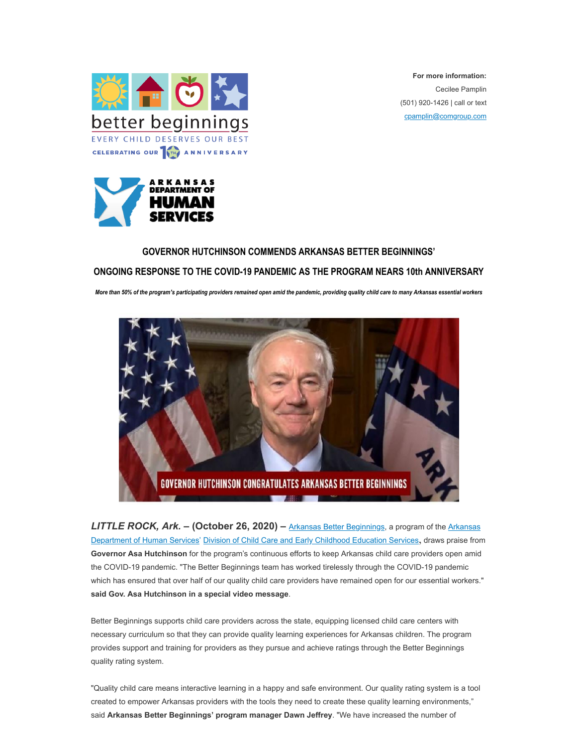**For more information:**
Cecilee Pamplin
(501) 920-1426 | call or text
cpamplin@comgroup.com

# GOVERNOR HUTCHINSON COMMENDS ARKANSAS BETTER BEGINNINGS' ONGOING RESPONSE TO THE COVID-19 PANDEMIC AS THE PROGRAM NEARS 10th ANNIVERSARY

***More than 50% of the program's participating providers remained open amid the pandemic, providing quality child care to many Arkansas essential workers***

***LITTLE ROCK, Ark.* – (October 26, 2020) –** Arkansas Better Beginnings, a program of the Arkansas Department of Human Services' Division of Child Care and Early Childhood Education Services**,** draws praise from **Governor Asa Hutchinson** for the program's continuous efforts to keep Arkansas child care providers open amid the COVID-19 pandemic. "The Better Beginnings team has worked tirelessly through the COVID-19 pandemic which has ensured that over half of our quality child care providers have remained open for our essential workers." **said Gov. Asa Hutchinson in a special video message**.

Better Beginnings supports child care providers across the state, equipping licensed child care centers with necessary curriculum so that they can provide quality learning experiences for Arkansas children. The program provides support and training for providers as they pursue and achieve ratings through the Better Beginnings quality rating system.

"Quality child care means interactive learning in a happy and safe environment. Our quality rating system is a tool created to empower Arkansas providers with the tools they need to create these quality learning environments," said **Arkansas Better Beginnings' program manager Dawn Jeffrey**. "We have increased the number of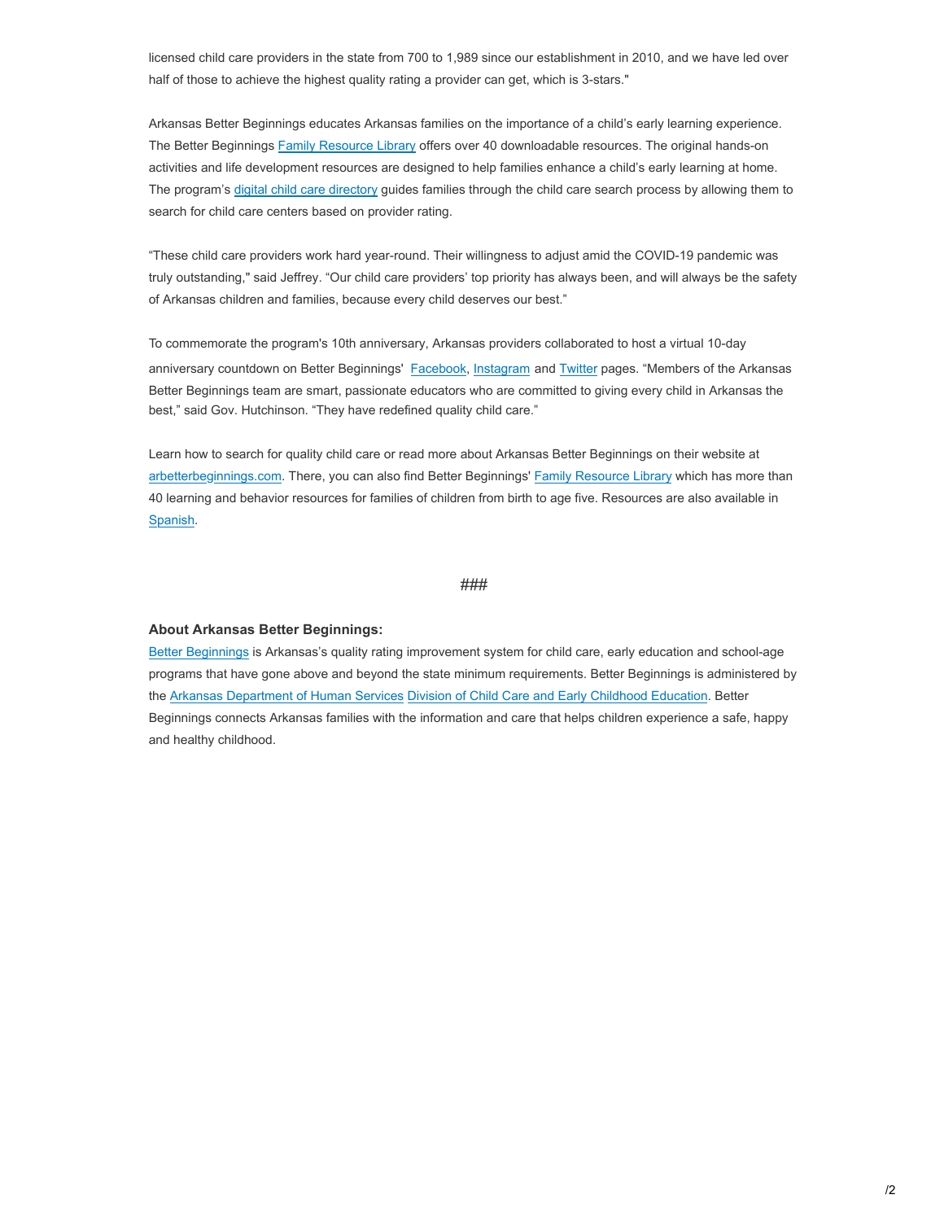licensed child care providers in the state from 700 to 1,989 since our establishment in 2010, and we have led over half of those to achieve the highest quality rating a provider can get, which is 3-stars."

Arkansas Better Beginnings educates Arkansas families on the importance of a child's early learning experience. The Better Beginnings Family Resource Library offers over 40 downloadable resources. The original hands-on activities and life development resources are designed to help families enhance a child's early learning at home. The program's digital child care directory guides families through the child care search process by allowing them to search for child care centers based on provider rating.

“These child care providers work hard year-round. Their willingness to adjust amid the COVID-19 pandemic was truly outstanding," said Jeffrey. “Our child care providers' top priority has always been, and will always be the safety of Arkansas children and families, because every child deserves our best.”

To commemorate the program's 10th anniversary, Arkansas providers collaborated to host a virtual 10-day anniversary countdown on Better Beginnings' Facebook, Instagram and Twitter pages. “Members of the Arkansas Better Beginnings team are smart, passionate educators who are committed to giving every child in Arkansas the best," said Gov. Hutchinson. “They have redefined quality child care.”

Learn how to search for quality child care or read more about Arkansas Better Beginnings on their website at arbetterbeginnings.com. There, you can also find Better Beginnings' Family Resource Library which has more than 40 learning and behavior resources for families of children from birth to age five. Resources are also available in Spanish.

###

**About Arkansas Better Beginnings:**

Better Beginnings is Arkansas's quality rating improvement system for child care, early education and school-age programs that have gone above and beyond the state minimum requirements. Better Beginnings is administered by the Arkansas Department of Human Services Division of Child Care and Early Childhood Education. Better Beginnings connects Arkansas families with the information and care that helps children experience a safe, happy and healthy childhood.